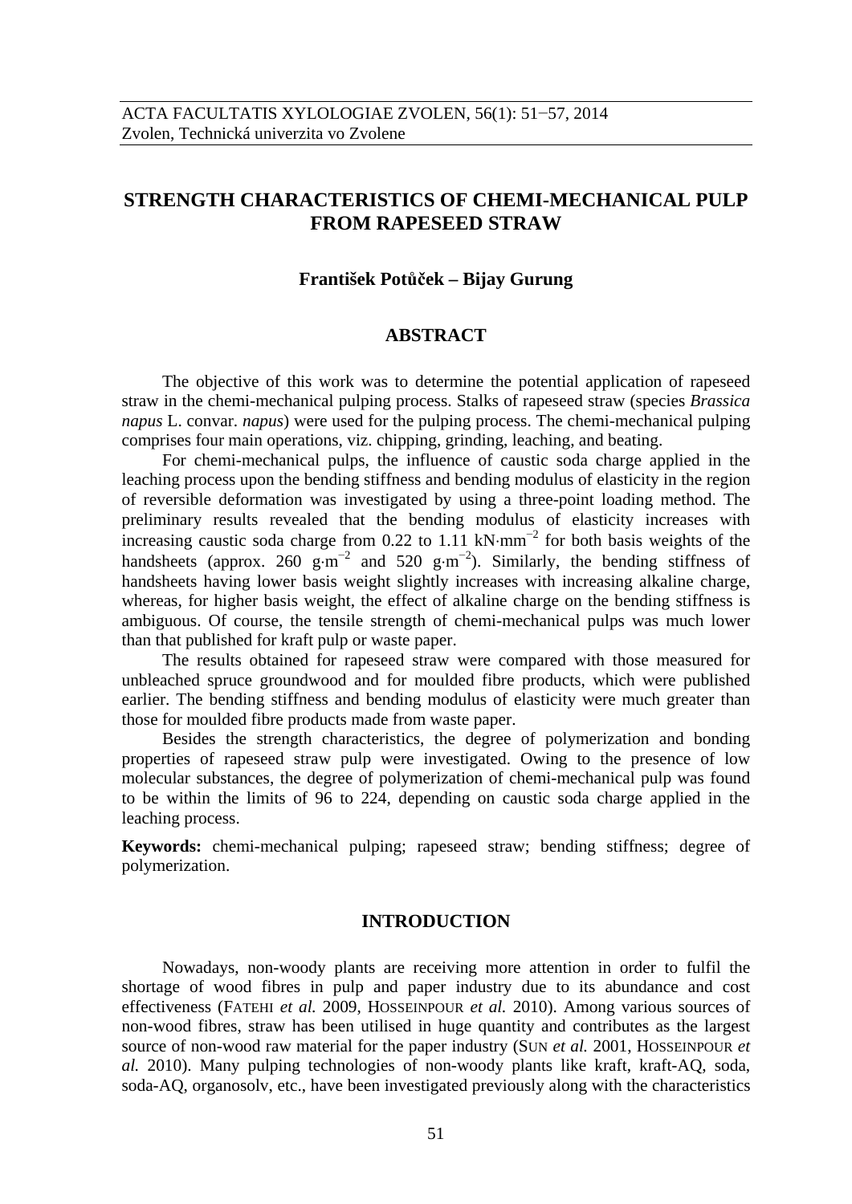# STRENGTH CHARACTERISTICS OF CHEMI-MECHANICAL PULP FROM RAPESEED STRAW

**František Potůček – Bijay Gurung**

## ABSTRACT

The objective of this work was to determine the potential application of rapeseed straw in the chemi-mechanical pulping process. Stalks of rapeseed straw (species *Brassica napus* L. convar. *napus*) were used for the pulping process. The chemi-mechanical pulping comprises four main operations, viz. chipping, grinding, leaching, and beating.

For chemi-mechanical pulps, the influence of caustic soda charge applied in the leaching process upon the bending stiffness and bending modulus of elasticity in the region of reversible deformation was investigated by using a three-point loading method. The preliminary results revealed that the bending modulus of elasticity increases with increasing caustic soda charge from 0.22 to 1.11 $kN \cdot mm^{-2}$ for both basis weights of the handsheets (approx. 260 $g \cdot m^{-2}$ and 520 $g \cdot m^{-2}$). Similarly, the bending stiffness of handsheets having lower basis weight slightly increases with increasing alkaline charge, whereas, for higher basis weight, the effect of alkaline charge on the bending stiffness is ambiguous. Of course, the tensile strength of chemi-mechanical pulps was much lower than that published for kraft pulp or waste paper.

The results obtained for rapeseed straw were compared with those measured for unbleached spruce groundwood and for moulded fibre products, which were published earlier. The bending stiffness and bending modulus of elasticity were much greater than those for moulded fibre products made from waste paper.

Besides the strength characteristics, the degree of polymerization and bonding properties of rapeseed straw pulp were investigated. Owing to the presence of low molecular substances, the degree of polymerization of chemi-mechanical pulp was found to be within the limits of 96 to 224, depending on caustic soda charge applied in the leaching process.

**Keywords:** chemi-mechanical pulping; rapeseed straw; bending stiffness; degree of polymerization.

## INTRODUCTION

Nowadays, non-woody plants are receiving more attention in order to fulfil the shortage of wood fibres in pulp and paper industry due to its abundance and cost effectiveness (FATEHI *et al.* 2009, HOSSEINPOUR *et al.* 2010). Among various sources of non-wood fibres, straw has been utilised in huge quantity and contributes as the largest source of non-wood raw material for the paper industry (SUN *et al.* 2001, HOSSEINPOUR *et al.* 2010). Many pulping technologies of non-woody plants like kraft, kraft-AQ, soda, soda-AQ, organosolv, etc., have been investigated previously along with the characteristics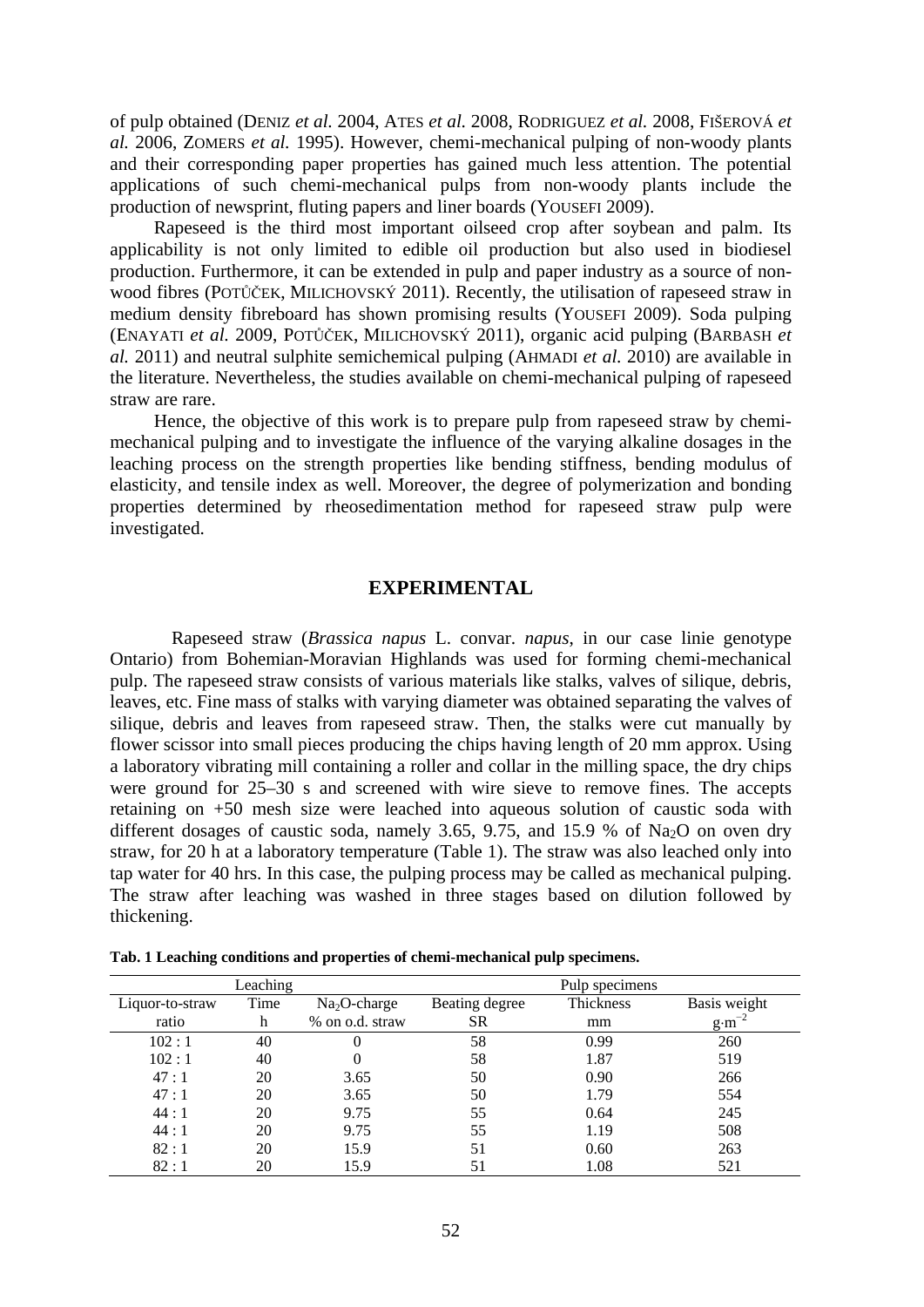of pulp obtained (Deniz *et al.* 2004, Ates *et al.* 2008, Rodriguez *et al.* 2008, Fišerová *et al.* 2006, Zomers *et al.* 1995). However, chemi-mechanical pulping of non-woody plants and their corresponding paper properties has gained much less attention. The potential applications of such chemi-mechanical pulps from non-woody plants include the production of newsprint, fluting papers and liner boards (Yousefi 2009).

Rapeseed is the third most important oilseed crop after soybean and palm. Its applicability is not only limited to edible oil production but also used in biodiesel production. Furthermore, it can be extended in pulp and paper industry as a source of non-wood fibres (Potůček, Milichovský 2011). Recently, the utilisation of rapeseed straw in medium density fibreboard has shown promising results (Yousefi 2009). Soda pulping (Enayati *et al.* 2009, Potůček, Milichovský 2011), organic acid pulping (Barbash *et al.* 2011) and neutral sulphite semichemical pulping (Ahmadi *et al.* 2010) are available in the literature. Nevertheless, the studies available on chemi-mechanical pulping of rapeseed straw are rare.

Hence, the objective of this work is to prepare pulp from rapeseed straw by chemi-mechanical pulping and to investigate the influence of the varying alkaline dosages in the leaching process on the strength properties like bending stiffness, bending modulus of elasticity, and tensile index as well. Moreover, the degree of polymerization and bonding properties determined by rheosedimentation method for rapeseed straw pulp were investigated.

## EXPERIMENTAL

Rapeseed straw (*Brassica napus* L. convar. *napus*, in our case linie genotype Ontario) from Bohemian-Moravian Highlands was used for forming chemi-mechanical pulp. The rapeseed straw consists of various materials like stalks, valves of silique, debris, leaves, etc. Fine mass of stalks with varying diameter was obtained separating the valves of silique, debris and leaves from rapeseed straw. Then, the stalks were cut manually by flower scissor into small pieces producing the chips having length of 20 mm approx. Using a laboratory vibrating mill containing a roller and collar in the milling space, the dry chips were ground for 25–30 s and screened with wire sieve to remove fines. The accepts retaining on +50 mesh size were leached into aqueous solution of caustic soda with different dosages of caustic soda, namely 3.65, 9.75, and 15.9 % of $Na_2O$ on oven dry straw, for 20 h at a laboratory temperature (Table 1). The straw was also leached only into tap water for 40 hrs. In this case, the pulping process may be called as mechanical pulping. The straw after leaching was washed in three stages based on dilution followed by thickening.

**Tab. 1 Leaching conditions and properties of chemi-mechanical pulp specimens.**

| Leaching | | | Pulp specimens | | |
|---|---|---|---|---|---|
| Liquor-to-straw ratio | Time h | $Na_2O$-charge % on o.d. straw | Beating degree SR | Thickness mm | Basis weight $g \cdot m^{-2}$ |
| 102 : 1 | 40 | 0 | 58 | 0.99 | 260 |
| 102 : 1 | 40 | 0 | 58 | 1.87 | 519 |
| 47 : 1 | 20 | 3.65 | 50 | 0.90 | 266 |
| 47 : 1 | 20 | 3.65 | 50 | 1.79 | 554 |
| 44 : 1 | 20 | 9.75 | 55 | 0.64 | 245 |
| 44 : 1 | 20 | 9.75 | 55 | 1.19 | 508 |
| 82 : 1 | 20 | 15.9 | 51 | 0.60 | 263 |
| 82 : 1 | 20 | 15.9 | 51 | 1.08 | 521 |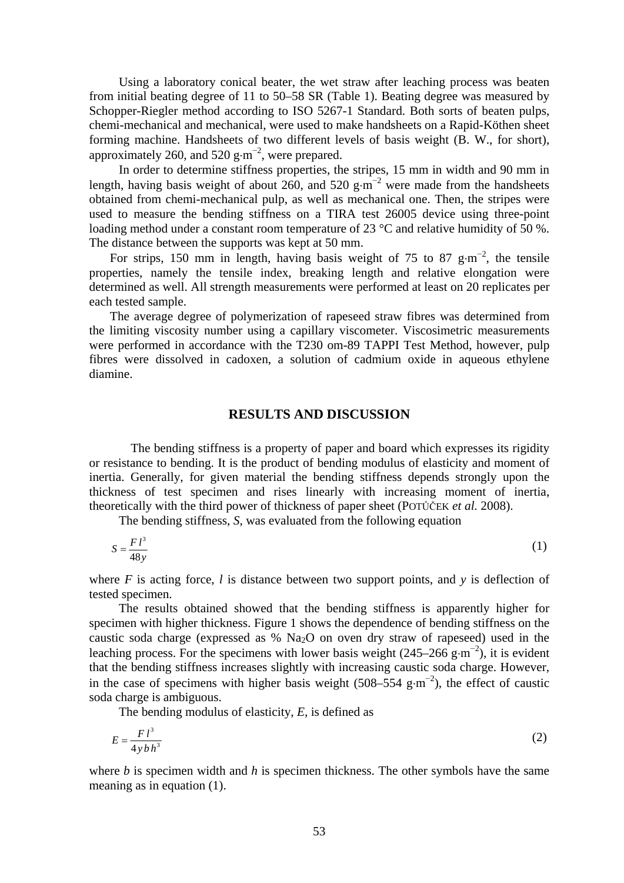Using a laboratory conical beater, the wet straw after leaching process was beaten from initial beating degree of 11 to 50–58 SR (Table 1). Beating degree was measured by Schopper-Riegler method according to ISO 5267-1 Standard. Both sorts of beaten pulps, chemi-mechanical and mechanical, were used to make handsheets on a Rapid-Köthen sheet forming machine. Handsheets of two different levels of basis weight (B. W., for short), approximately 260, and 520 g·m$^{-2}$, were prepared.

In order to determine stiffness properties, the stripes, 15 mm in width and 90 mm in length, having basis weight of about 260, and 520 g·m$^{-2}$ were made from the handsheets obtained from chemi-mechanical pulp, as well as mechanical one. Then, the stripes were used to measure the bending stiffness on a TIRA test 26005 device using three-point loading method under a constant room temperature of 23 °C and relative humidity of 50 %. The distance between the supports was kept at 50 mm.

For strips, 150 mm in length, having basis weight of 75 to 87 g·m$^{-2}$, the tensile properties, namely the tensile index, breaking length and relative elongation were determined as well. All strength measurements were performed at least on 20 replicates per each tested sample.

The average degree of polymerization of rapeseed straw fibres was determined from the limiting viscosity number using a capillary viscometer. Viscosimetric measurements were performed in accordance with the T230 om-89 TAPPI Test Method, however, pulp fibres were dissolved in cadoxen, a solution of cadmium oxide in aqueous ethylene diamine.

## RESULTS AND DISCUSSION

The bending stiffness is a property of paper and board which expresses its rigidity or resistance to bending. It is the product of bending modulus of elasticity and moment of inertia. Generally, for given material the bending stiffness depends strongly upon the thickness of test specimen and rises linearly with increasing moment of inertia, theoretically with the third power of thickness of paper sheet (Potůček *et al.* 2008).

The bending stiffness, *S*, was evaluated from the following equation

$$S = \frac{F\,l^3}{48y} \tag{1}$$

where *F* is acting force, *l* is distance between two support points, and *y* is deflection of tested specimen.

The results obtained showed that the bending stiffness is apparently higher for specimen with higher thickness. Figure 1 shows the dependence of bending stiffness on the caustic soda charge (expressed as % $Na_2O$ on oven dry straw of rapeseed) used in the leaching process. For the specimens with lower basis weight (245–266 g·m$^{-2}$), it is evident that the bending stiffness increases slightly with increasing caustic soda charge. However, in the case of specimens with higher basis weight (508–554 g·m$^{-2}$), the effect of caustic soda charge is ambiguous.

The bending modulus of elasticity, *E*, is defined as

$$E = \frac{F\,l^3}{4\,y\,b\,h^3} \tag{2}$$

where *b* is specimen width and *h* is specimen thickness. The other symbols have the same meaning as in equation (1).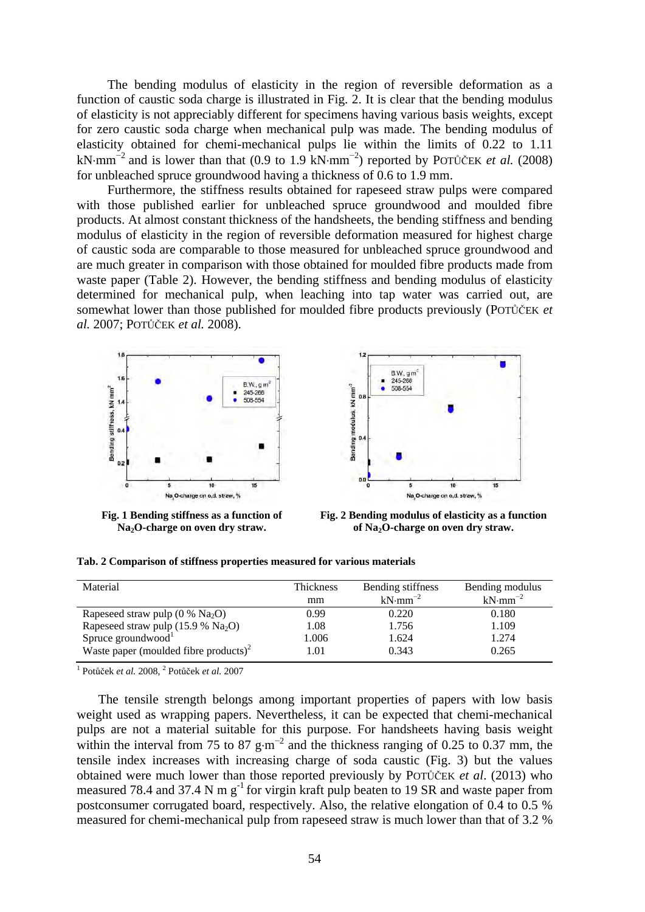The bending modulus of elasticity in the region of reversible deformation as a function of caustic soda charge is illustrated in Fig. 2. It is clear that the bending modulus of elasticity is not appreciably different for specimens having various basis weights, except for zero caustic soda charge when mechanical pulp was made. The bending modulus of elasticity obtained for chemi-mechanical pulps lie within the limits of 0.22 to 1.11 $kN \cdot mm^{-2}$ and is lower than that (0.9 to 1.9 $kN \cdot mm^{-2}$) reported by POTŮČEK *et al.* (2008) for unbleached spruce groundwood having a thickness of 0.6 to 1.9 mm.

Furthermore, the stiffness results obtained for rapeseed straw pulps were compared with those published earlier for unbleached spruce groundwood and moulded fibre products. At almost constant thickness of the handsheets, the bending stiffness and bending modulus of elasticity in the region of reversible deformation measured for highest charge of caustic soda are comparable to those measured for unbleached spruce groundwood and are much greater in comparison with those obtained for moulded fibre products made from waste paper (Table 2). However, the bending stiffness and bending modulus of elasticity determined for mechanical pulp, when leaching into tap water was carried out, are somewhat lower than those published for moulded fibre products previously (POTŮČEK *et al.* 2007; POTŮČEK *et al.* 2008).

1.6
1.5
1.4
0.4
0.2
0
5
10
15
Bending stiffness, kN mm$^{-2}$
$Na_2O$-charge on o.d. straw, %
B.W., g m$^{-2}$
245-266
508-554

**Fig. 1 Bending stiffness as a function of $Na_2O$-charge on oven dry straw.**

1.2
0.8
0.4
0.0
0
5
10
15
Bending modulus, kN mm$^{-2}$
$Na_2O$-charge on o.d. straw, %
B.W., g m$^{-2}$
245-266
508-554

**Fig. 2 Bending modulus of elasticity as a function of $Na_2O$-charge on oven dry straw.**

**Tab. 2 Comparison of stiffness properties measured for various materials**

| Material | Thickness mm | Bending stiffness $kN \cdot mm^{-2}$ | Bending modulus $kN \cdot mm^{-2}$ |
|---|---|---|---|
| Rapeseed straw pulp (0 % $Na_2O$) | 0.99 | 0.220 | 0.180 |
| Rapeseed straw pulp (15.9 % $Na_2O$) | 1.08 | 1.756 | 1.109 |
| Spruce groundwood[1] | 1.006 | 1.624 | 1.274 |
| Waste paper (moulded fibre products)[2] | 1.01 | 0.343 | 0.265 |

[1] Potůček *et al.* 2008, [2] Potůček *et al.* 2007

The tensile strength belongs among important properties of papers with low basis weight used as wrapping papers. Nevertheless, it can be expected that chemi-mechanical pulps are not a material suitable for this purpose. For handsheets having basis weight within the interval from 75 to 87 $g \cdot m^{-2}$ and the thickness ranging of 0.25 to 0.37 mm, the tensile index increases with increasing charge of soda caustic (Fig. 3) but the values obtained were much lower than those reported previously by POTŮČEK *et al*. (2013) who measured 78.4 and 37.4 $N\ m\ g^{-1}$ for virgin kraft pulp beaten to 19 SR and waste paper from postconsumer corrugated board, respectively. Also, the relative elongation of 0.4 to 0.5 % measured for chemi-mechanical pulp from rapeseed straw is much lower than that of 3.2 %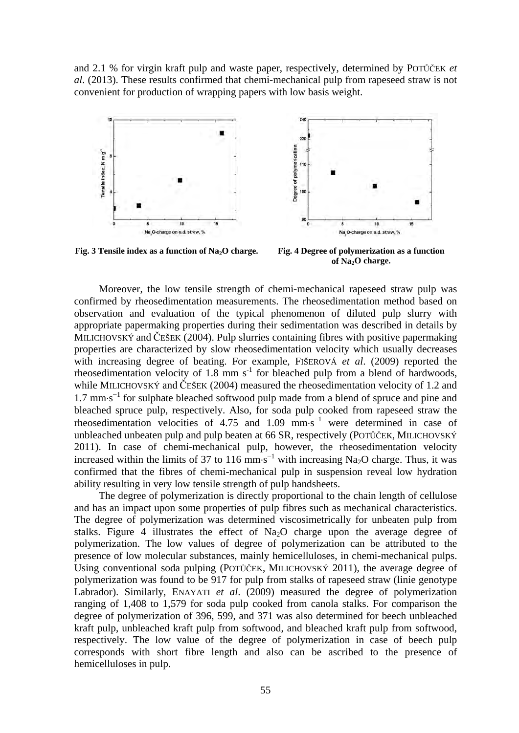and 2.1 % for virgin kraft pulp and waste paper, respectively, determined by POTŮČEK *et al*. (2013). These results confirmed that chemi-mechanical pulp from rapeseed straw is not convenient for production of wrapping papers with low basis weight.

Tensile index, N m g$^{-1}$

12

8

4

0

0

5

10

15

$Na_2O$-charge on o.d. straw, %

**Fig. 3 Tensile index as a function of $Na_2O$ charge.**

Degree of polymerization

240

220

110

100

90

0

5

10

15

$Na_2O$-charge on o.d. straw, %

**Fig. 4 Degree of polymerization as a function of $Na_2O$ charge.**

Moreover, the low tensile strength of chemi-mechanical rapeseed straw pulp was confirmed by rheosedimentation measurements. The rheosedimentation method based on observation and evaluation of the typical phenomenon of diluted pulp slurry with appropriate papermaking properties during their sedimentation was described in details by MILICHOVSKÝ and ČEŠEK (2004). Pulp slurries containing fibres with positive papermaking properties are characterized by slow rheosedimentation velocity which usually decreases with increasing degree of beating. For example, FIŠEROVÁ *et al*. (2009) reported the rheosedimentation velocity of 1.8 mm $s^{-1}$ for bleached pulp from a blend of hardwoods, while MILICHOVSKÝ and ČEŠEK (2004) measured the rheosedimentation velocity of 1.2 and 1.7 mm·$s^{-1}$ for sulphate bleached softwood pulp made from a blend of spruce and pine and bleached spruce pulp, respectively. Also, for soda pulp cooked from rapeseed straw the rheosedimentation velocities of 4.75 and 1.09 mm·$s^{-1}$ were determined in case of unbleached unbeaten pulp and pulp beaten at 66 SR, respectively (POTŮČEK, MILICHOVSKÝ 2011). In case of chemi-mechanical pulp, however, the rheosedimentation velocity increased within the limits of 37 to 116 mm·$s^{-1}$ with increasing $Na_2O$ charge. Thus, it was confirmed that the fibres of chemi-mechanical pulp in suspension reveal low hydration ability resulting in very low tensile strength of pulp handsheets.

The degree of polymerization is directly proportional to the chain length of cellulose and has an impact upon some properties of pulp fibres such as mechanical characteristics. The degree of polymerization was determined viscosimetrically for unbeaten pulp from stalks. Figure 4 illustrates the effect of $Na_2O$ charge upon the average degree of polymerization. The low values of degree of polymerization can be attributed to the presence of low molecular substances, mainly hemicelluloses, in chemi-mechanical pulps. Using conventional soda pulping (POTŮČEK, MILICHOVSKÝ 2011), the average degree of polymerization was found to be 917 for pulp from stalks of rapeseed straw (linie genotype Labrador). Similarly, ENAYATI *et al*. (2009) measured the degree of polymerization ranging of 1,408 to 1,579 for soda pulp cooked from canola stalks. For comparison the degree of polymerization of 396, 599, and 371 was also determined for beech unbleached kraft pulp, unbleached kraft pulp from softwood, and bleached kraft pulp from softwood, respectively. The low value of the degree of polymerization in case of beech pulp corresponds with short fibre length and also can be ascribed to the presence of hemicelluloses in pulp.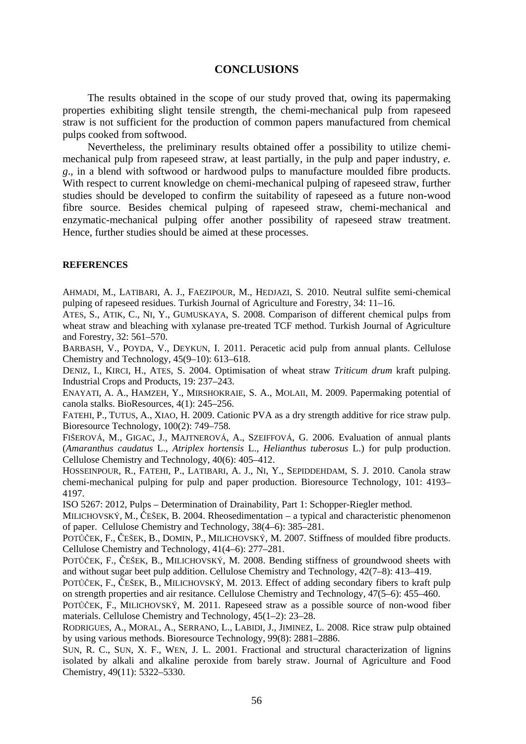## CONCLUSIONS

The results obtained in the scope of our study proved that, owing its papermaking properties exhibiting slight tensile strength, the chemi-mechanical pulp from rapeseed straw is not sufficient for the production of common papers manufactured from chemical pulps cooked from softwood.

Nevertheless, the preliminary results obtained offer a possibility to utilize chemi-mechanical pulp from rapeseed straw, at least partially, in the pulp and paper industry, *e. g*., in a blend with softwood or hardwood pulps to manufacture moulded fibre products. With respect to current knowledge on chemi-mechanical pulping of rapeseed straw, further studies should be developed to confirm the suitability of rapeseed as a future non-wood fibre source. Besides chemical pulping of rapeseed straw, chemi-mechanical and enzymatic-mechanical pulping offer another possibility of rapeseed straw treatment. Hence, further studies should be aimed at these processes.

### REFERENCES

AHMADI, M., LATIBARI, A. J., FAEZIPOUR, M., HEDJAZI, S. 2010. Neutral sulfite semi-chemical pulping of rapeseed residues. Turkish Journal of Agriculture and Forestry, 34: 11–16.

ATES, S., ATIK, C., NI, Y., GUMUSKAYA, S. 2008. Comparison of different chemical pulps from wheat straw and bleaching with xylanase pre-treated TCF method. Turkish Journal of Agriculture and Forestry, 32: 561–570.

BARBASH, V., POYDA, V., DEYKUN, I. 2011. Peracetic acid pulp from annual plants. Cellulose Chemistry and Technology, 45(9–10): 613–618.

DENIZ, I., KIRCI, H., ATES, S. 2004. Optimisation of wheat straw *Triticum drum* kraft pulping. Industrial Crops and Products, 19: 237–243.

ENAYATI, A. A., HAMZEH, Y., MIRSHOKRAIE, S. A., MOLAII, M. 2009. Papermaking potential of canola stalks. BioResources, 4(1): 245–256.

FATEHI, P., TUTUS, A., XIAO, H. 2009. Cationic PVA as a dry strength additive for rice straw pulp. Bioresource Technology, 100(2): 749–758.

FIŠEROVÁ, M., GIGAC, J., MAJTNEROVÁ, A., SZEIFFOVÁ, G. 2006. Evaluation of annual plants (*Amaranthus caudatus* L., *Atriplex hortensis* L., *Helianthus tuberosus* L.) for pulp production. Cellulose Chemistry and Technology, 40(6): 405–412.

HOSSEINPOUR, R., FATEHI, P., LATIBARI, A. J., NI, Y., SEPIDDEHDAM, S. J. 2010. Canola straw chemi-mechanical pulping for pulp and paper production. Bioresource Technology, 101: 4193–4197.

ISO 5267: 2012, Pulps – Determination of Drainability, Part 1: Schopper-Riegler method.

MILICHOVSKÝ, M., ČEŠEK, B. 2004. Rheosedimentation – a typical and characteristic phenomenon of paper. Cellulose Chemistry and Technology, 38(4–6): 385–281.

POTŮČEK, F., ČEŠEK, B., DOMIN, P., MILICHOVSKÝ, M. 2007. Stiffness of moulded fibre products. Cellulose Chemistry and Technology, 41(4–6): 277–281.

POTŮČEK, F., ČEŠEK, B., MILICHOVSKÝ, M. 2008. Bending stiffness of groundwood sheets with and without sugar beet pulp addition. Cellulose Chemistry and Technology, 42(7–8): 413–419.

POTŮČEK, F., ČEŠEK, B., MILICHOVSKÝ, M. 2013. Effect of adding secondary fibers to kraft pulp on strength properties and air resitance. Cellulose Chemistry and Technology, 47(5–6): 455–460.

POTŮČEK, F., MILICHOVSKÝ, M. 2011. Rapeseed straw as a possible source of non-wood fiber materials. Cellulose Chemistry and Technology, 45(1–2): 23–28.

RODRIGUES, A., MORAL, A., SERRANO, L., LABIDI, J., JIMINEZ, L. 2008. Rice straw pulp obtained by using various methods. Bioresource Technology, 99(8): 2881–2886.

SUN, R. C., SUN, X. F., WEN, J. L. 2001. Fractional and structural characterization of lignins isolated by alkali and alkaline peroxide from barely straw. Journal of Agriculture and Food Chemistry, 49(11): 5322–5330.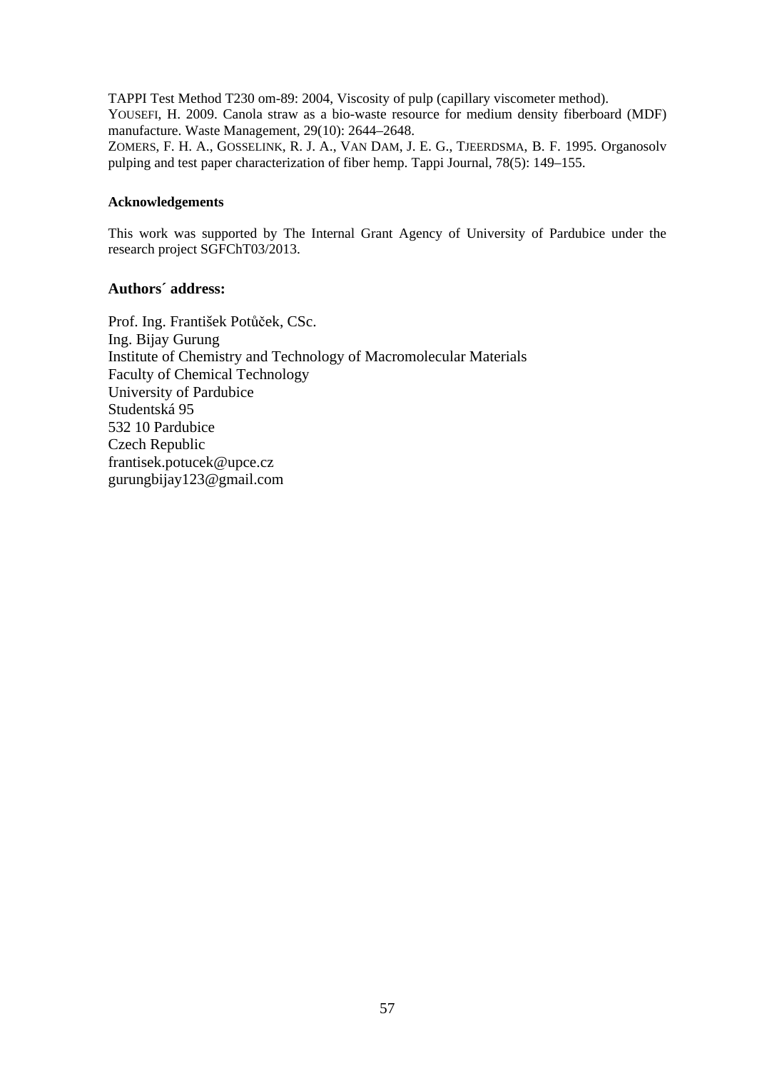TAPPI Test Method T230 om-89: 2004, Viscosity of pulp (capillary viscometer method).

YOUSEFI, H. 2009. Canola straw as a bio-waste resource for medium density fiberboard (MDF) manufacture. Waste Management, 29(10): 2644–2648.

ZOMERS, F. H. A., GOSSELINK, R. J. A., VAN DAM, J. E. G., TJEERDSMA, B. F. 1995. Organosolv pulping and test paper characterization of fiber hemp. Tappi Journal, 78(5): 149–155.

**Acknowledgements**

This work was supported by The Internal Grant Agency of University of Pardubice under the research project SGFChT03/2013.

## Authors´ address:

Prof. Ing. František Potůček, CSc.
Ing. Bijay Gurung
Institute of Chemistry and Technology of Macromolecular Materials
Faculty of Chemical Technology
University of Pardubice
Studentská 95
532 10 Pardubice
Czech Republic
frantisek.potucek@upce.cz
gurungbijay123@gmail.com